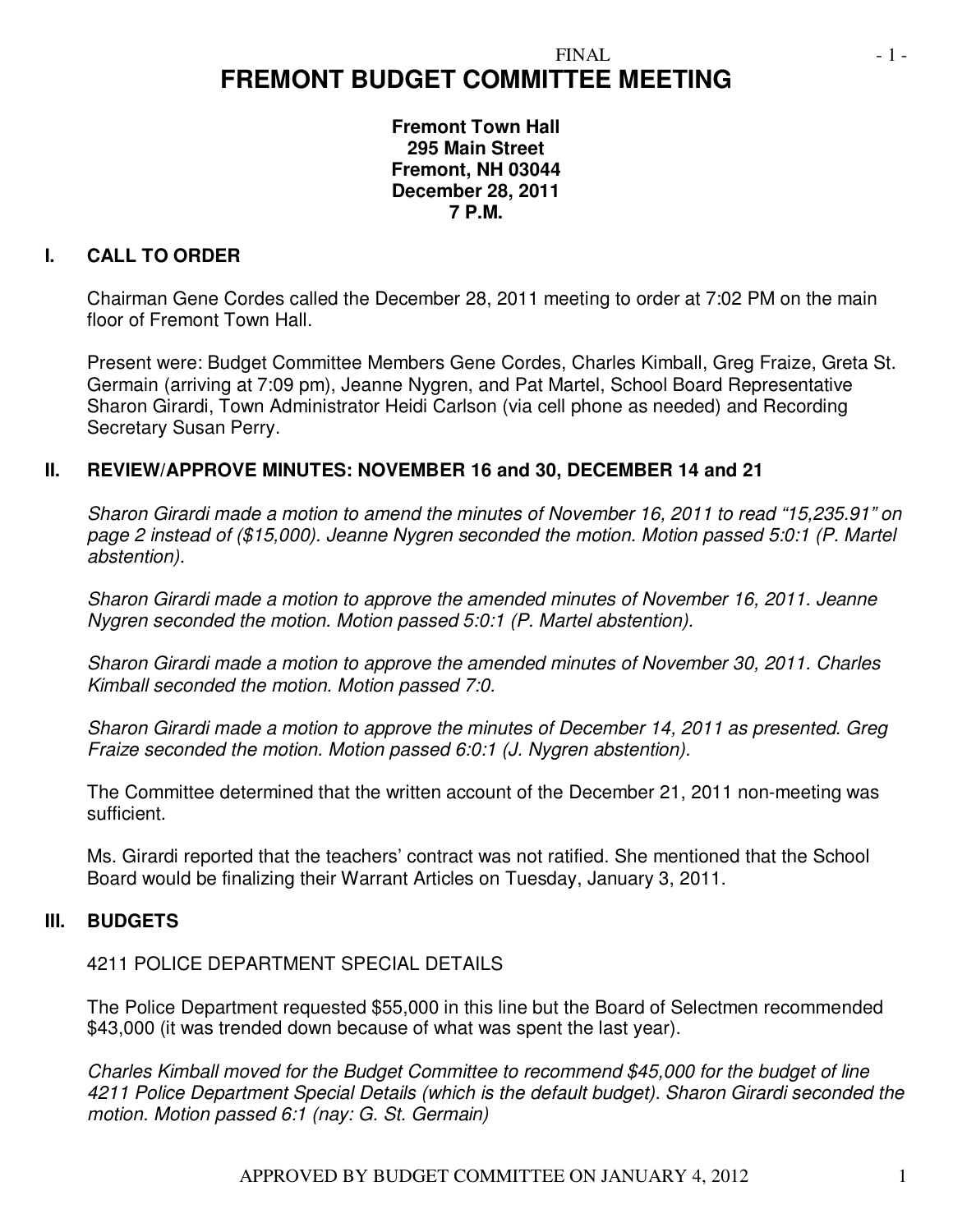FINAL

# FREMONT BUDGET COMMITTEE MEETING

**Fremont Town Hall**
**295 Main Street**
**Fremont, NH 03044**
**December 28, 2011**
**7 P.M.**

## I. CALL TO ORDER

Chairman Gene Cordes called the December 28, 2011 meeting to order at 7:02 PM on the main floor of Fremont Town Hall.

Present were: Budget Committee Members Gene Cordes, Charles Kimball, Greg Fraize, Greta St. Germain (arriving at 7:09 pm), Jeanne Nygren, and Pat Martel, School Board Representative Sharon Girardi, Town Administrator Heidi Carlson (via cell phone as needed) and Recording Secretary Susan Perry.

## II. REVIEW/APPROVE MINUTES: NOVEMBER 16 and 30, DECEMBER 14 and 21

*Sharon Girardi made a motion to amend the minutes of November 16, 2011 to read "15,235.91" on page 2 instead of ($15,000). Jeanne Nygren seconded the motion. Motion passed 5:0:1 (P. Martel abstention).*

*Sharon Girardi made a motion to approve the amended minutes of November 16, 2011. Jeanne Nygren seconded the motion. Motion passed 5:0:1 (P. Martel abstention).*

*Sharon Girardi made a motion to approve the amended minutes of November 30, 2011. Charles Kimball seconded the motion. Motion passed 7:0.*

*Sharon Girardi made a motion to approve the minutes of December 14, 2011 as presented. Greg Fraize seconded the motion. Motion passed 6:0:1 (J. Nygren abstention).*

The Committee determined that the written account of the December 21, 2011 non-meeting was sufficient.

Ms. Girardi reported that the teachers' contract was not ratified. She mentioned that the School Board would be finalizing their Warrant Articles on Tuesday, January 3, 2011.

## III. BUDGETS

4211 POLICE DEPARTMENT SPECIAL DETAILS

The Police Department requested $55,000 in this line but the Board of Selectmen recommended $43,000 (it was trended down because of what was spent the last year).

*Charles Kimball moved for the Budget Committee to recommend $45,000 for the budget of line 4211 Police Department Special Details (which is the default budget). Sharon Girardi seconded the motion. Motion passed 6:1 (nay: G. St. Germain)*

APPROVED BY BUDGET COMMITTEE ON JANUARY 4, 2012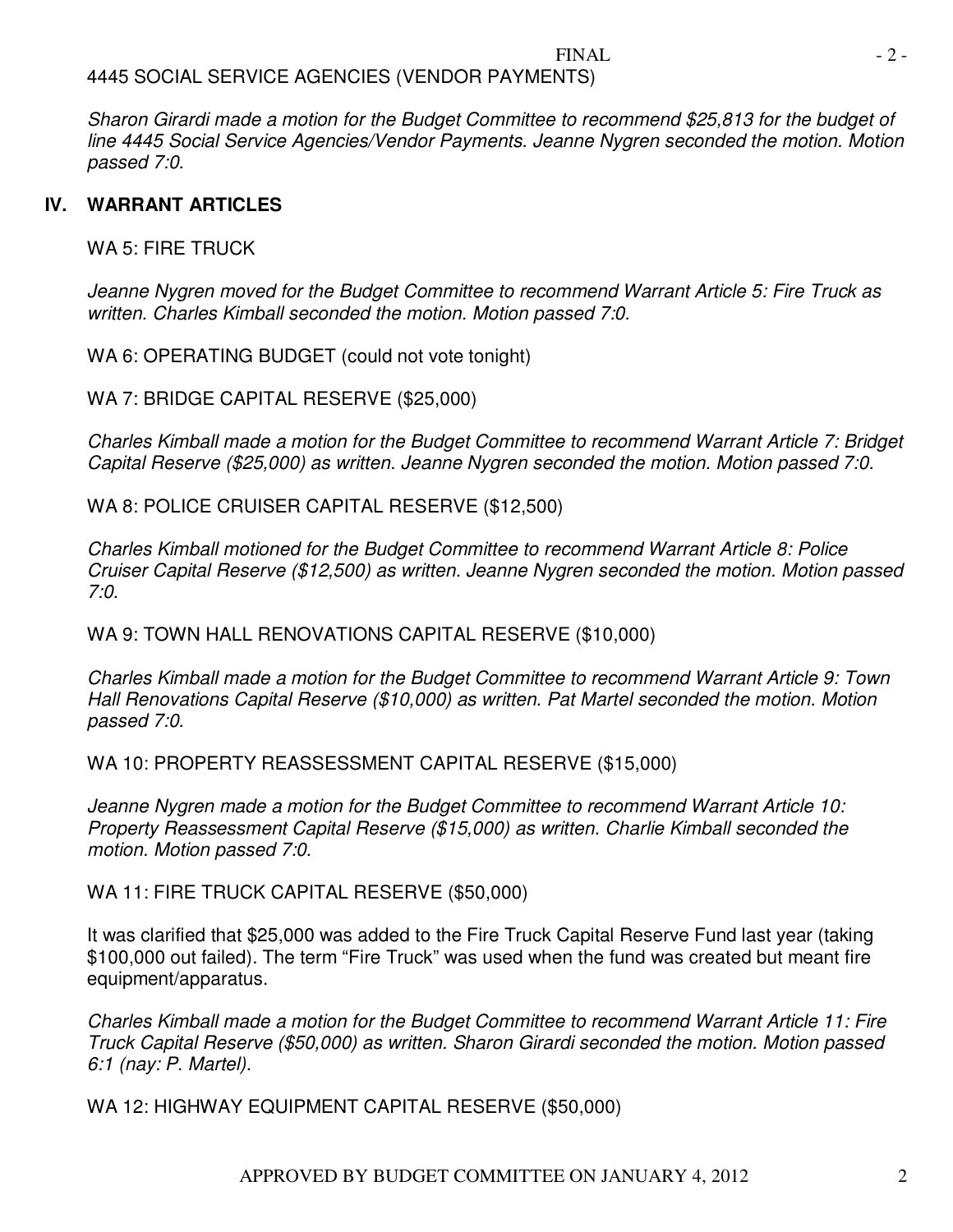4445 SOCIAL SERVICE AGENCIES (VENDOR PAYMENTS)

*Sharon Girardi made a motion for the Budget Committee to recommend $25,813 for the budget of line 4445 Social Service Agencies/Vendor Payments. Jeanne Nygren seconded the motion. Motion passed 7:0.*

## IV. WARRANT ARTICLES

WA 5: FIRE TRUCK

*Jeanne Nygren moved for the Budget Committee to recommend Warrant Article 5: Fire Truck as written. Charles Kimball seconded the motion. Motion passed 7:0.*

WA 6: OPERATING BUDGET (could not vote tonight)

WA 7: BRIDGE CAPITAL RESERVE ($25,000)

*Charles Kimball made a motion for the Budget Committee to recommend Warrant Article 7: Bridget Capital Reserve ($25,000) as written. Jeanne Nygren seconded the motion. Motion passed 7:0.*

WA 8: POLICE CRUISER CAPITAL RESERVE ($12,500)

*Charles Kimball motioned for the Budget Committee to recommend Warrant Article 8: Police Cruiser Capital Reserve ($12,500) as written. Jeanne Nygren seconded the motion. Motion passed 7:0.*

WA 9: TOWN HALL RENOVATIONS CAPITAL RESERVE ($10,000)

*Charles Kimball made a motion for the Budget Committee to recommend Warrant Article 9: Town Hall Renovations Capital Reserve ($10,000) as written. Pat Martel seconded the motion. Motion passed 7:0.*

WA 10: PROPERTY REASSESSMENT CAPITAL RESERVE ($15,000)

*Jeanne Nygren made a motion for the Budget Committee to recommend Warrant Article 10: Property Reassessment Capital Reserve ($15,000) as written. Charlie Kimball seconded the motion. Motion passed 7:0.*

WA 11: FIRE TRUCK CAPITAL RESERVE ($50,000)

It was clarified that $25,000 was added to the Fire Truck Capital Reserve Fund last year (taking $100,000 out failed). The term "Fire Truck" was used when the fund was created but meant fire equipment/apparatus.

*Charles Kimball made a motion for the Budget Committee to recommend Warrant Article 11: Fire Truck Capital Reserve ($50,000) as written. Sharon Girardi seconded the motion. Motion passed 6:1 (nay: P. Martel).*

WA 12: HIGHWAY EQUIPMENT CAPITAL RESERVE ($50,000)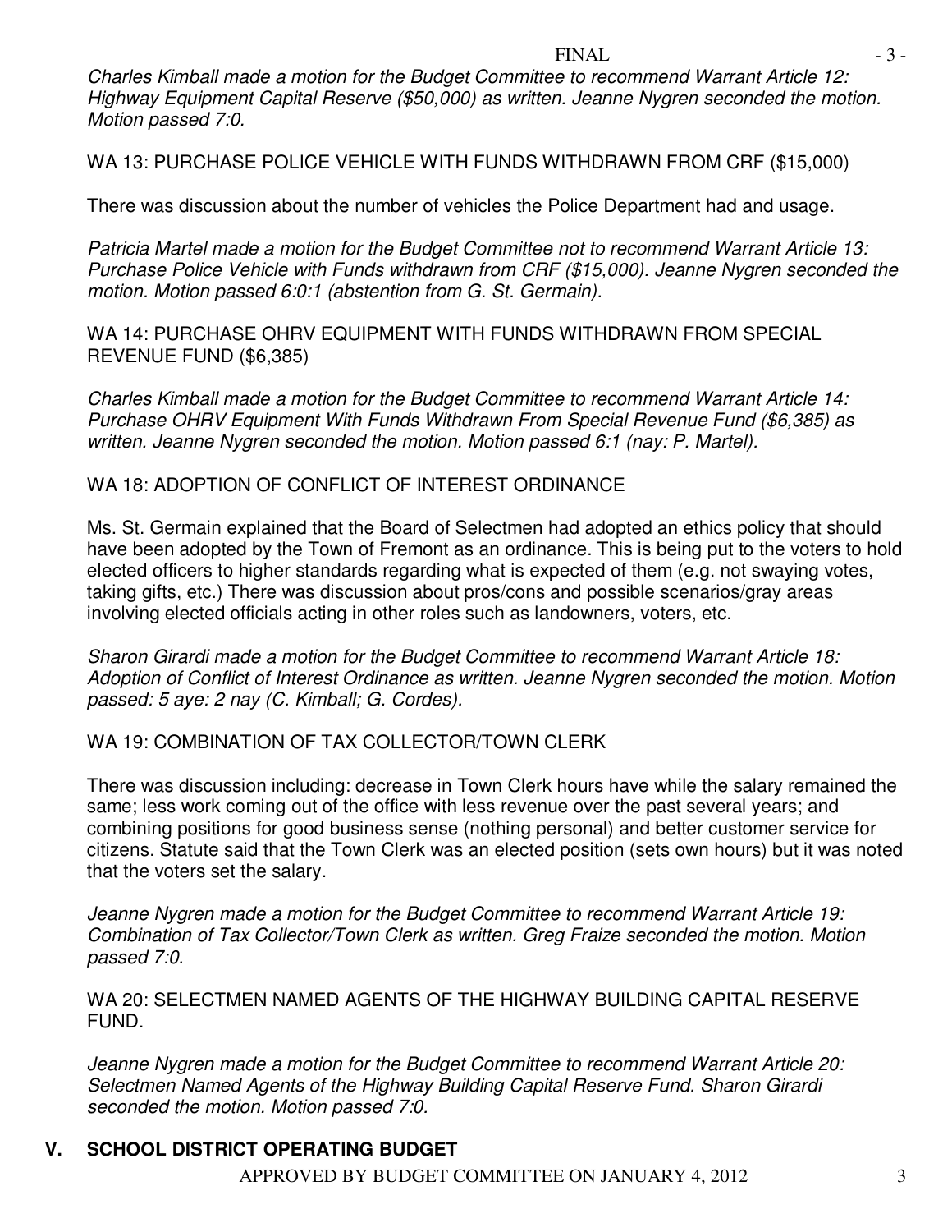*Charles Kimball made a motion for the Budget Committee to recommend Warrant Article 12: Highway Equipment Capital Reserve ($50,000) as written. Jeanne Nygren seconded the motion. Motion passed 7:0.*

WA 13: PURCHASE POLICE VEHICLE WITH FUNDS WITHDRAWN FROM CRF ($15,000)

There was discussion about the number of vehicles the Police Department had and usage.

*Patricia Martel made a motion for the Budget Committee not to recommend Warrant Article 13: Purchase Police Vehicle with Funds withdrawn from CRF ($15,000). Jeanne Nygren seconded the motion. Motion passed 6:0:1 (abstention from G. St. Germain).*

WA 14: PURCHASE OHRV EQUIPMENT WITH FUNDS WITHDRAWN FROM SPECIAL REVENUE FUND ($6,385)

*Charles Kimball made a motion for the Budget Committee to recommend Warrant Article 14: Purchase OHRV Equipment With Funds Withdrawn From Special Revenue Fund ($6,385) as written. Jeanne Nygren seconded the motion. Motion passed 6:1 (nay: P. Martel).*

WA 18: ADOPTION OF CONFLICT OF INTEREST ORDINANCE

Ms. St. Germain explained that the Board of Selectmen had adopted an ethics policy that should have been adopted by the Town of Fremont as an ordinance. This is being put to the voters to hold elected officers to higher standards regarding what is expected of them (e.g. not swaying votes, taking gifts, etc.) There was discussion about pros/cons and possible scenarios/gray areas involving elected officials acting in other roles such as landowners, voters, etc.

*Sharon Girardi made a motion for the Budget Committee to recommend Warrant Article 18: Adoption of Conflict of Interest Ordinance as written. Jeanne Nygren seconded the motion. Motion passed: 5 aye: 2 nay (C. Kimball; G. Cordes).*

WA 19: COMBINATION OF TAX COLLECTOR/TOWN CLERK

There was discussion including: decrease in Town Clerk hours have while the salary remained the same; less work coming out of the office with less revenue over the past several years; and combining positions for good business sense (nothing personal) and better customer service for citizens. Statute said that the Town Clerk was an elected position (sets own hours) but it was noted that the voters set the salary.

*Jeanne Nygren made a motion for the Budget Committee to recommend Warrant Article 19: Combination of Tax Collector/Town Clerk as written. Greg Fraize seconded the motion. Motion passed 7:0.*

WA 20: SELECTMEN NAMED AGENTS OF THE HIGHWAY BUILDING CAPITAL RESERVE FUND.

*Jeanne Nygren made a motion for the Budget Committee to recommend Warrant Article 20: Selectmen Named Agents of the Highway Building Capital Reserve Fund. Sharon Girardi seconded the motion. Motion passed 7:0.*

## V. SCHOOL DISTRICT OPERATING BUDGET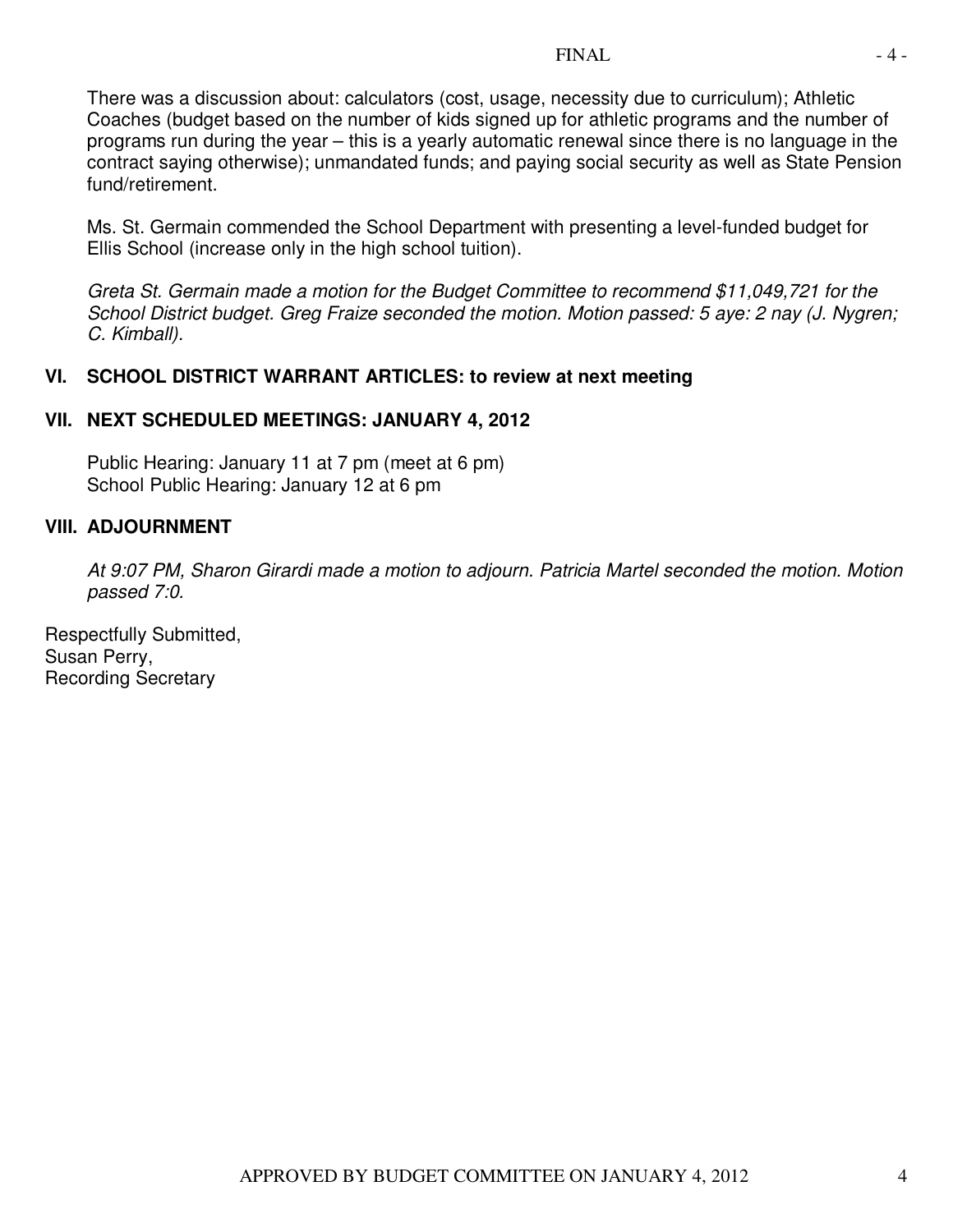There was a discussion about: calculators (cost, usage, necessity due to curriculum); Athletic Coaches (budget based on the number of kids signed up for athletic programs and the number of programs run during the year – this is a yearly automatic renewal since there is no language in the contract saying otherwise); unmandated funds; and paying social security as well as State Pension fund/retirement.

Ms. St. Germain commended the School Department with presenting a level-funded budget for Ellis School (increase only in the high school tuition).

*Greta St. Germain made a motion for the Budget Committee to recommend $11,049,721 for the School District budget. Greg Fraize seconded the motion. Motion passed: 5 aye: 2 nay (J. Nygren; C. Kimball).*

## VI. SCHOOL DISTRICT WARRANT ARTICLES: to review at next meeting

## VII. NEXT SCHEDULED MEETINGS: JANUARY 4, 2012

Public Hearing: January 11 at 7 pm (meet at 6 pm)
School Public Hearing: January 12 at 6 pm

## VIII. ADJOURNMENT

*At 9:07 PM, Sharon Girardi made a motion to adjourn. Patricia Martel seconded the motion. Motion passed 7:0.*

Respectfully Submitted,
Susan Perry,
Recording Secretary

APPROVED BY BUDGET COMMITTEE ON JANUARY 4, 2012